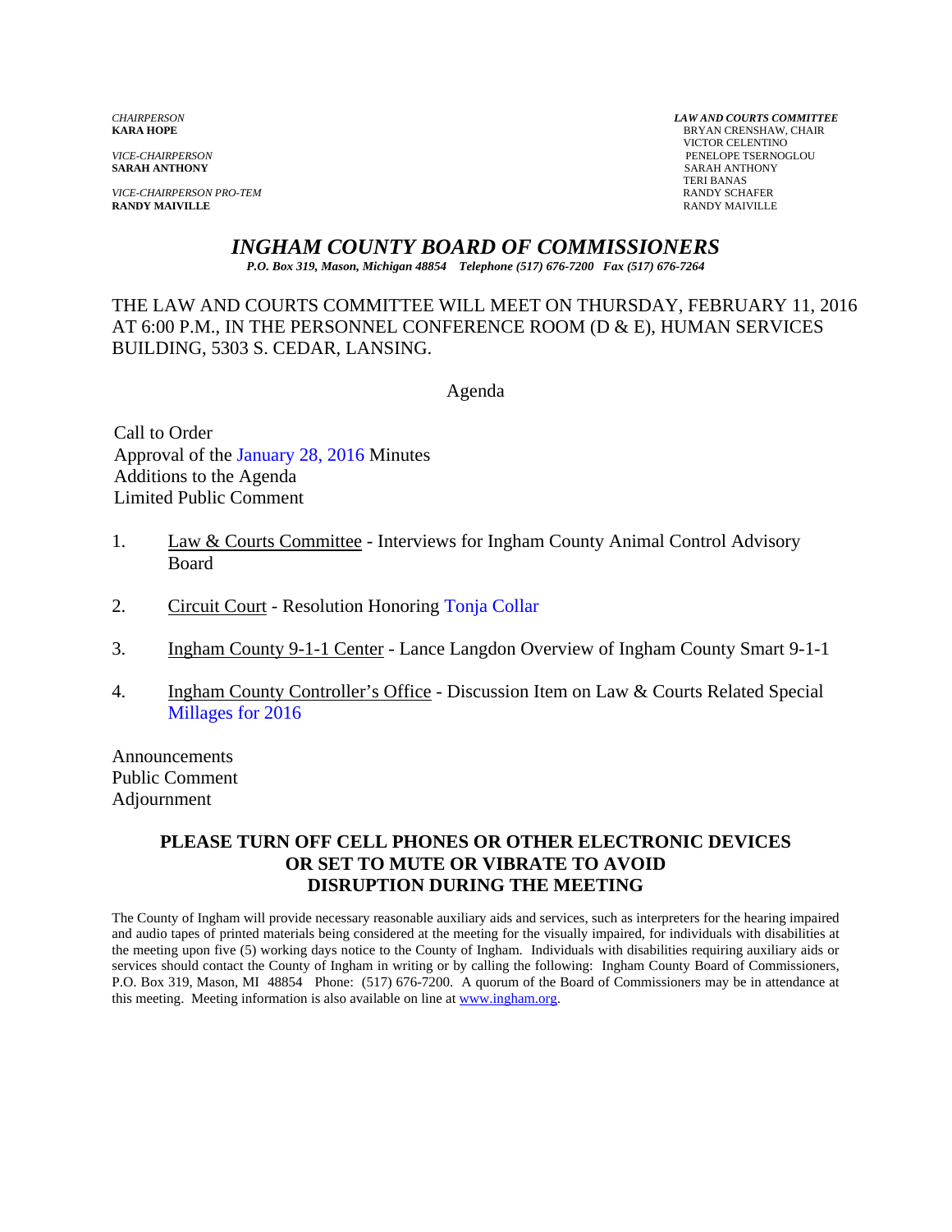*CHAIRPERSON*
**KARA HOPE**

*VICE-CHAIRPERSON*
**SARAH ANTHONY**

*VICE-CHAIRPERSON PRO-TEM*
**RANDY MAIVILLE**

***LAW AND COURTS COMMITTEE***
BRYAN CRENSHAW, CHAIR
VICTOR CELENTINO
PENELOPE TSERNOGLOU
SARAH ANTHONY
TERI BANAS
RANDY SCHAFER
RANDY MAIVILLE

# *INGHAM COUNTY BOARD OF COMMISSIONERS*

*P.O. Box 319, Mason, Michigan 48854 Telephone (517) 676-7200 Fax (517) 676-7264*

THE LAW AND COURTS COMMITTEE WILL MEET ON THURSDAY, FEBRUARY 11, 2016 AT 6:00 P.M., IN THE PERSONNEL CONFERENCE ROOM (D & E), HUMAN SERVICES BUILDING, 5303 S. CEDAR, LANSING.

Agenda

Call to Order
Approval of the January 28, 2016 Minutes
Additions to the Agenda
Limited Public Comment

1. Law & Courts Committee - Interviews for Ingham County Animal Control Advisory Board

2. Circuit Court - Resolution Honoring Tonja Collar

3. Ingham County 9-1-1 Center - Lance Langdon Overview of Ingham County Smart 9-1-1

4. Ingham County Controller's Office - Discussion Item on Law & Courts Related Special Millages for 2016

Announcements
Public Comment
Adjournment

**PLEASE TURN OFF CELL PHONES OR OTHER ELECTRONIC DEVICES OR SET TO MUTE OR VIBRATE TO AVOID DISRUPTION DURING THE MEETING**

The County of Ingham will provide necessary reasonable auxiliary aids and services, such as interpreters for the hearing impaired and audio tapes of printed materials being considered at the meeting for the visually impaired, for individuals with disabilities at the meeting upon five (5) working days notice to the County of Ingham. Individuals with disabilities requiring auxiliary aids or services should contact the County of Ingham in writing or by calling the following: Ingham County Board of Commissioners, P.O. Box 319, Mason, MI 48854 Phone: (517) 676-7200. A quorum of the Board of Commissioners may be in attendance at this meeting. Meeting information is also available on line at www.ingham.org.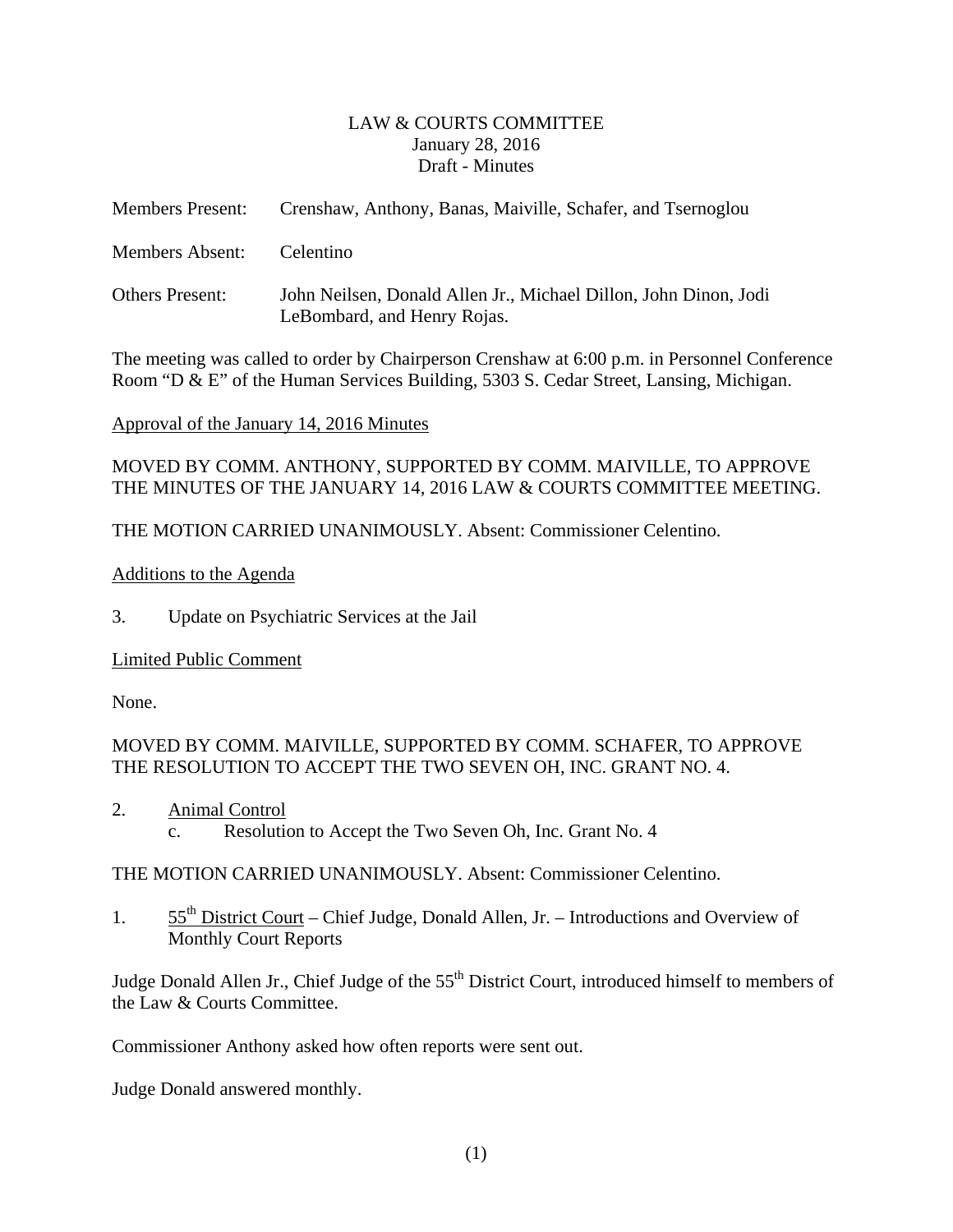LAW & COURTS COMMITTEE
January 28, 2016
Draft - Minutes

Members Present: Crenshaw, Anthony, Banas, Maiville, Schafer, and Tsernoglou

Members Absent: Celentino

Others Present: John Neilsen, Donald Allen Jr., Michael Dillon, John Dinon, Jodi LeBombard, and Henry Rojas.

The meeting was called to order by Chairperson Crenshaw at 6:00 p.m. in Personnel Conference Room "D & E" of the Human Services Building, 5303 S. Cedar Street, Lansing, Michigan.

Approval of the January 14, 2016 Minutes

MOVED BY COMM. ANTHONY, SUPPORTED BY COMM. MAIVILLE, TO APPROVE THE MINUTES OF THE JANUARY 14, 2016 LAW & COURTS COMMITTEE MEETING.

THE MOTION CARRIED UNANIMOUSLY. Absent: Commissioner Celentino.

Additions to the Agenda

3. Update on Psychiatric Services at the Jail

Limited Public Comment

None.

MOVED BY COMM. MAIVILLE, SUPPORTED BY COMM. SCHAFER, TO APPROVE THE RESOLUTION TO ACCEPT THE TWO SEVEN OH, INC. GRANT NO. 4.

2. Animal Control
   c. Resolution to Accept the Two Seven Oh, Inc. Grant No. 4

THE MOTION CARRIED UNANIMOUSLY. Absent: Commissioner Celentino.

1. 55th District Court – Chief Judge, Donald Allen, Jr. – Introductions and Overview of Monthly Court Reports

Judge Donald Allen Jr., Chief Judge of the 55th District Court, introduced himself to members of the Law & Courts Committee.

Commissioner Anthony asked how often reports were sent out.

Judge Donald answered monthly.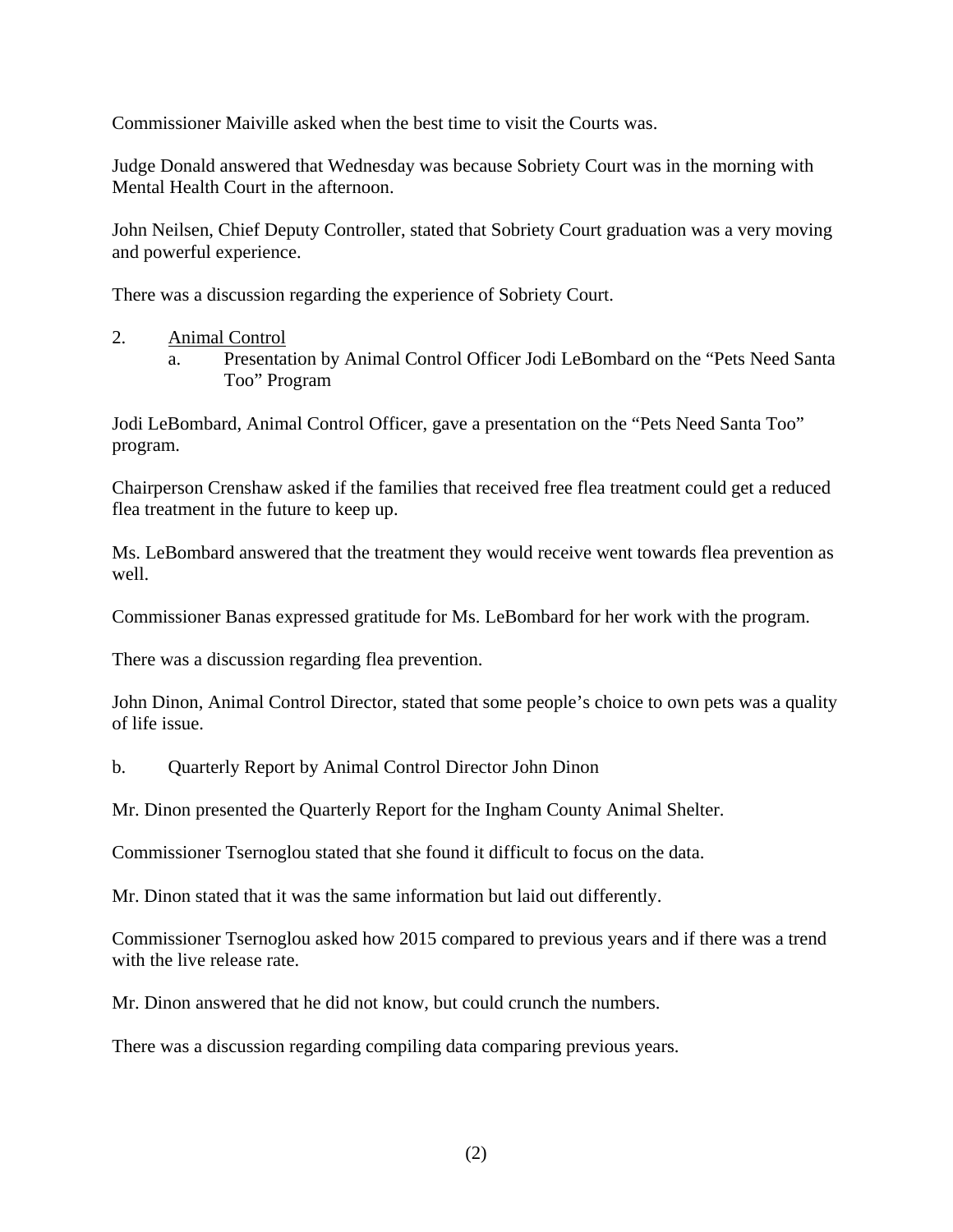Commissioner Maiville asked when the best time to visit the Courts was.

Judge Donald answered that Wednesday was because Sobriety Court was in the morning with Mental Health Court in the afternoon.

John Neilsen, Chief Deputy Controller, stated that Sobriety Court graduation was a very moving and powerful experience.

There was a discussion regarding the experience of Sobriety Court.

2. Animal Control
   a. Presentation by Animal Control Officer Jodi LeBombard on the "Pets Need Santa Too" Program

Jodi LeBombard, Animal Control Officer, gave a presentation on the "Pets Need Santa Too" program.

Chairperson Crenshaw asked if the families that received free flea treatment could get a reduced flea treatment in the future to keep up.

Ms. LeBombard answered that the treatment they would receive went towards flea prevention as well.

Commissioner Banas expressed gratitude for Ms. LeBombard for her work with the program.

There was a discussion regarding flea prevention.

John Dinon, Animal Control Director, stated that some people's choice to own pets was a quality of life issue.

b. Quarterly Report by Animal Control Director John Dinon

Mr. Dinon presented the Quarterly Report for the Ingham County Animal Shelter.

Commissioner Tsernoglou stated that she found it difficult to focus on the data.

Mr. Dinon stated that it was the same information but laid out differently.

Commissioner Tsernoglou asked how 2015 compared to previous years and if there was a trend with the live release rate.

Mr. Dinon answered that he did not know, but could crunch the numbers.

There was a discussion regarding compiling data comparing previous years.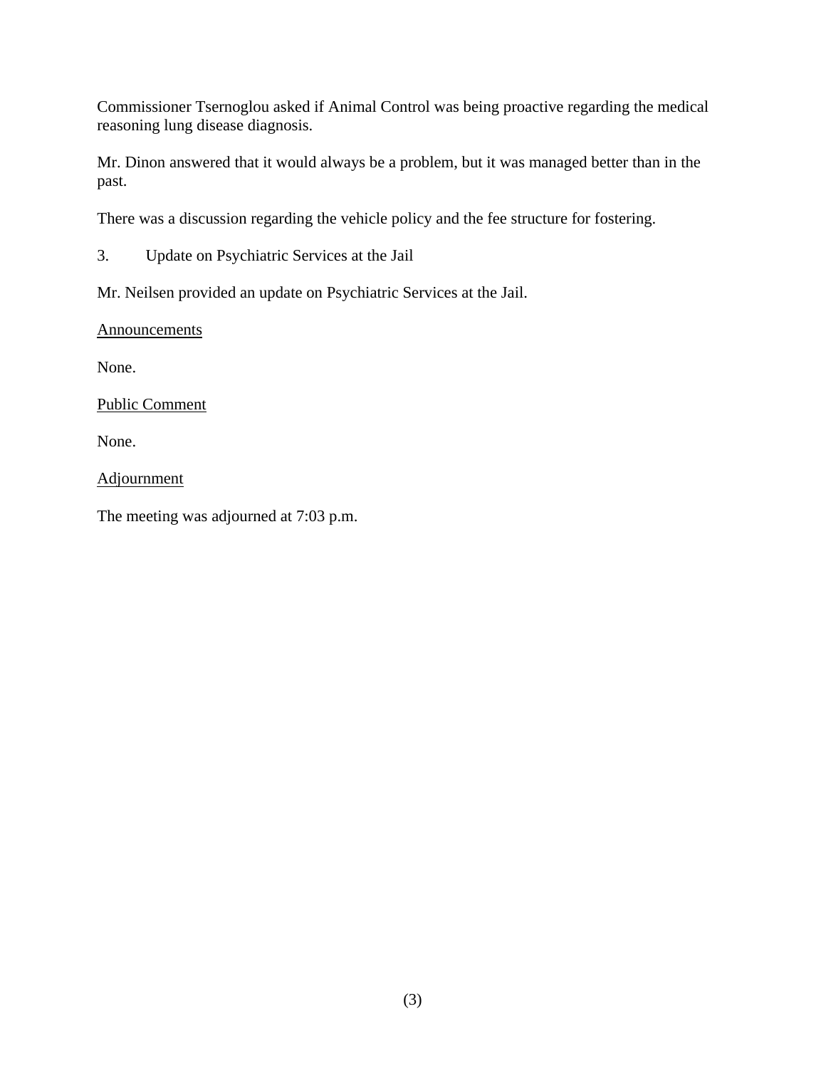Commissioner Tsernoglou asked if Animal Control was being proactive regarding the medical reasoning lung disease diagnosis.

Mr. Dinon answered that it would always be a problem, but it was managed better than in the past.

There was a discussion regarding the vehicle policy and the fee structure for fostering.

3. Update on Psychiatric Services at the Jail

Mr. Neilsen provided an update on Psychiatric Services at the Jail.

Announcements

None.

Public Comment

None.

Adjournment

The meeting was adjourned at 7:03 p.m.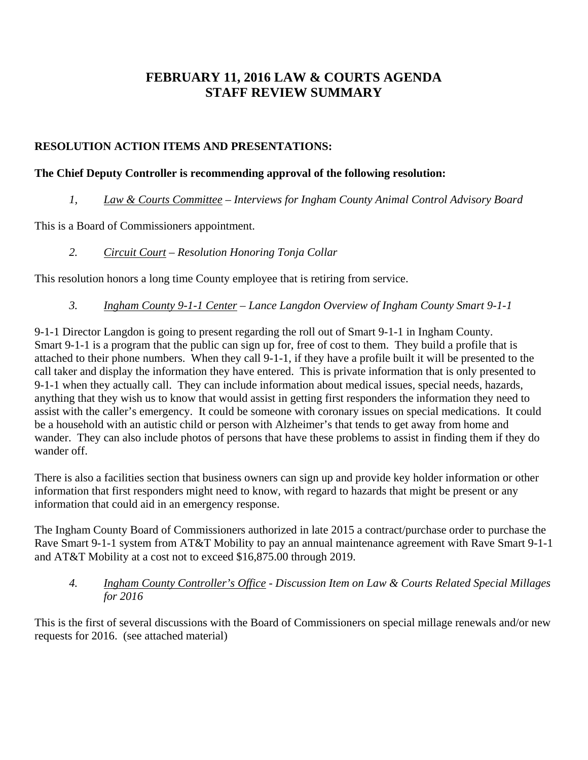# FEBRUARY 11, 2016 LAW & COURTS AGENDA
# STAFF REVIEW SUMMARY

**RESOLUTION ACTION ITEMS AND PRESENTATIONS:**

**The Chief Deputy Controller is recommending approval of the following resolution:**

*1,* *<u>Law & Courts Committee</u> – Interviews for Ingham County Animal Control Advisory Board*

This is a Board of Commissioners appointment.

*2.* *<u>Circuit Court</u> – Resolution Honoring Tonja Collar*

This resolution honors a long time County employee that is retiring from service.

*3.* *<u>Ingham County 9-1-1 Center</u> – Lance Langdon Overview of Ingham County Smart 9-1-1*

9-1-1 Director Langdon is going to present regarding the roll out of Smart 9-1-1 in Ingham County. Smart 9-1-1 is a program that the public can sign up for, free of cost to them. They build a profile that is attached to their phone numbers. When they call 9-1-1, if they have a profile built it will be presented to the call taker and display the information they have entered. This is private information that is only presented to 9-1-1 when they actually call. They can include information about medical issues, special needs, hazards, anything that they wish us to know that would assist in getting first responders the information they need to assist with the caller's emergency. It could be someone with coronary issues on special medications. It could be a household with an autistic child or person with Alzheimer's that tends to get away from home and wander. They can also include photos of persons that have these problems to assist in finding them if they do wander off.

There is also a facilities section that business owners can sign up and provide key holder information or other information that first responders might need to know, with regard to hazards that might be present or any information that could aid in an emergency response.

The Ingham County Board of Commissioners authorized in late 2015 a contract/purchase order to purchase the Rave Smart 9-1-1 system from AT&T Mobility to pay an annual maintenance agreement with Rave Smart 9-1-1 and AT&T Mobility at a cost not to exceed $16,875.00 through 2019.

*4.* *<u>Ingham County Controller's Office</u> - Discussion Item on Law & Courts Related Special Millages for 2016*

This is the first of several discussions with the Board of Commissioners on special millage renewals and/or new requests for 2016. (see attached material)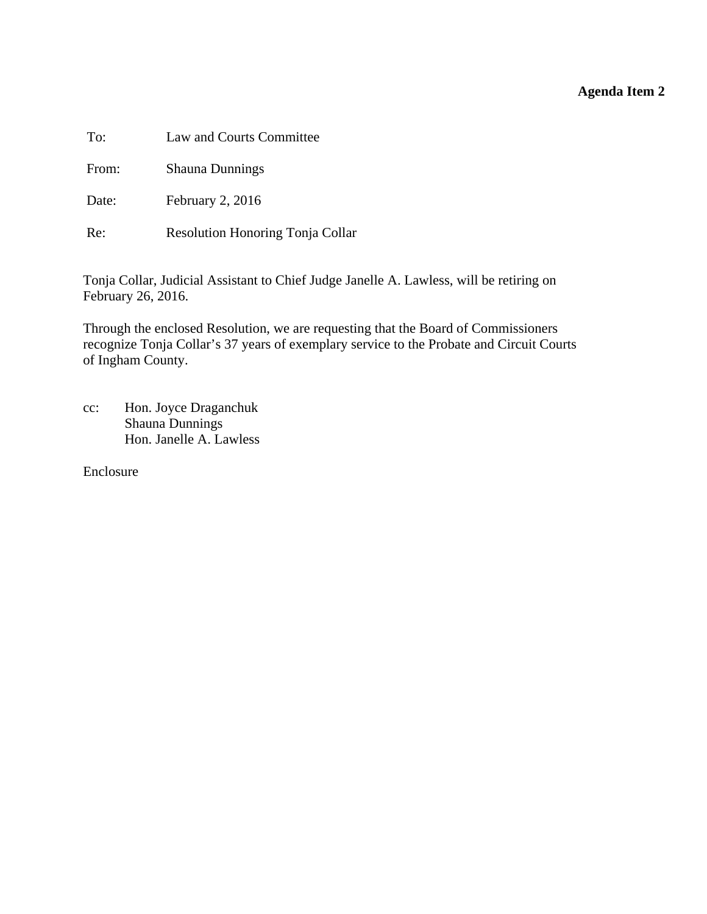**Agenda Item 2**

To: Law and Courts Committee

From: Shauna Dunnings

Date: February 2, 2016

Re: Resolution Honoring Tonja Collar

Tonja Collar, Judicial Assistant to Chief Judge Janelle A. Lawless, will be retiring on February 26, 2016.

Through the enclosed Resolution, we are requesting that the Board of Commissioners recognize Tonja Collar's 37 years of exemplary service to the Probate and Circuit Courts of Ingham County.

cc: Hon. Joyce Draganchuk
Shauna Dunnings
Hon. Janelle A. Lawless

Enclosure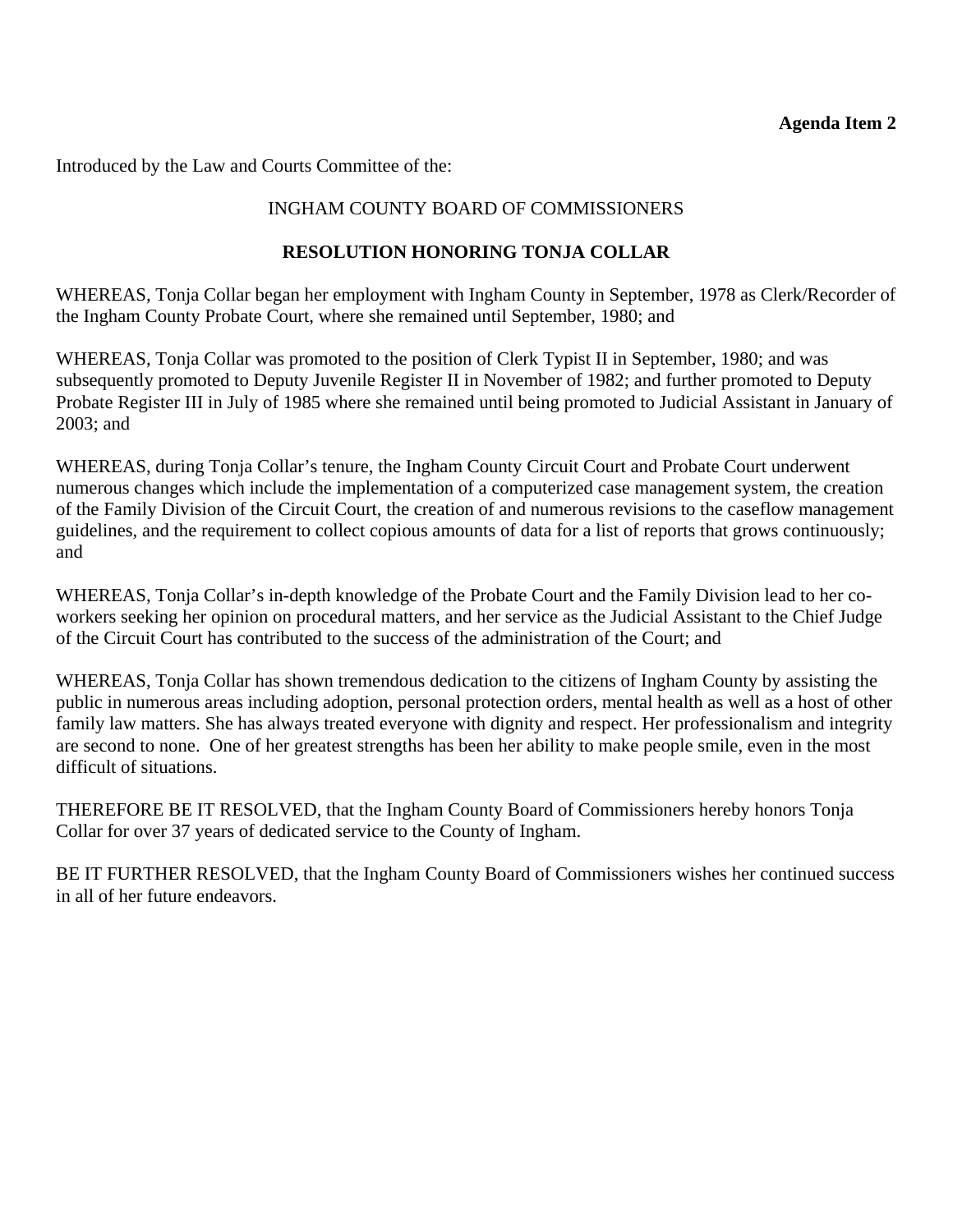**Agenda Item 2**

Introduced by the Law and Courts Committee of the:

INGHAM COUNTY BOARD OF COMMISSIONERS

**RESOLUTION HONORING TONJA COLLAR**

WHEREAS, Tonja Collar began her employment with Ingham County in September, 1978 as Clerk/Recorder of the Ingham County Probate Court, where she remained until September, 1980; and

WHEREAS, Tonja Collar was promoted to the position of Clerk Typist II in September, 1980; and was subsequently promoted to Deputy Juvenile Register II in November of 1982; and further promoted to Deputy Probate Register III in July of 1985 where she remained until being promoted to Judicial Assistant in January of 2003; and

WHEREAS, during Tonja Collar's tenure, the Ingham County Circuit Court and Probate Court underwent numerous changes which include the implementation of a computerized case management system, the creation of the Family Division of the Circuit Court, the creation of and numerous revisions to the caseflow management guidelines, and the requirement to collect copious amounts of data for a list of reports that grows continuously; and

WHEREAS, Tonja Collar's in-depth knowledge of the Probate Court and the Family Division lead to her co-workers seeking her opinion on procedural matters, and her service as the Judicial Assistant to the Chief Judge of the Circuit Court has contributed to the success of the administration of the Court; and

WHEREAS, Tonja Collar has shown tremendous dedication to the citizens of Ingham County by assisting the public in numerous areas including adoption, personal protection orders, mental health as well as a host of other family law matters. She has always treated everyone with dignity and respect. Her professionalism and integrity are second to none. One of her greatest strengths has been her ability to make people smile, even in the most difficult of situations.

THEREFORE BE IT RESOLVED, that the Ingham County Board of Commissioners hereby honors Tonja Collar for over 37 years of dedicated service to the County of Ingham.

BE IT FURTHER RESOLVED, that the Ingham County Board of Commissioners wishes her continued success in all of her future endeavors.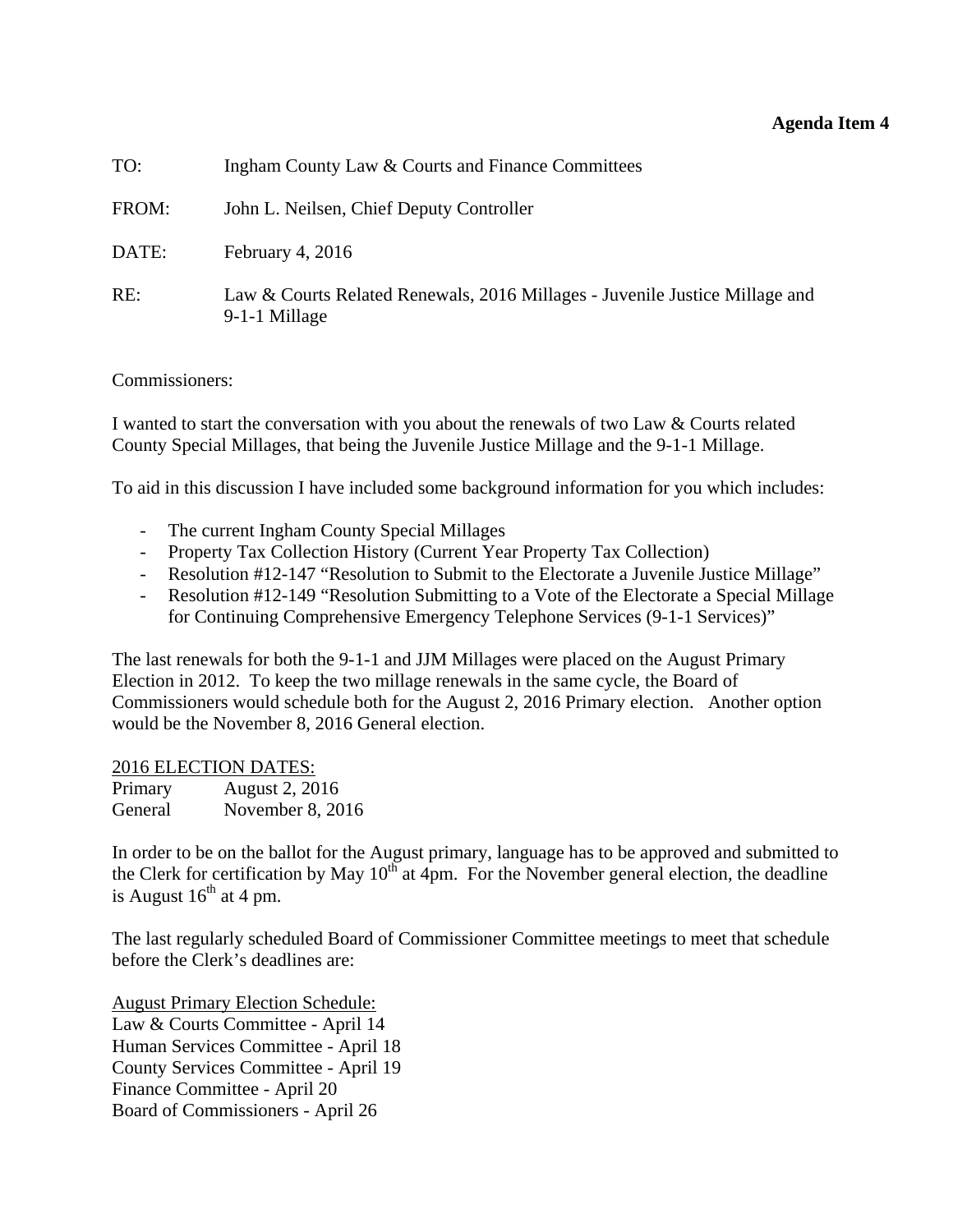**Agenda Item 4**

TO: Ingham County Law & Courts and Finance Committees

FROM: John L. Neilsen, Chief Deputy Controller

DATE: February 4, 2016

RE: Law & Courts Related Renewals, 2016 Millages - Juvenile Justice Millage and 9-1-1 Millage

Commissioners:

I wanted to start the conversation with you about the renewals of two Law & Courts related County Special Millages, that being the Juvenile Justice Millage and the 9-1-1 Millage.

To aid in this discussion I have included some background information for you which includes:

- The current Ingham County Special Millages
- Property Tax Collection History (Current Year Property Tax Collection)
- Resolution #12-147 "Resolution to Submit to the Electorate a Juvenile Justice Millage"
- Resolution #12-149 "Resolution Submitting to a Vote of the Electorate a Special Millage for Continuing Comprehensive Emergency Telephone Services (9-1-1 Services)"

The last renewals for both the 9-1-1 and JJM Millages were placed on the August Primary Election in 2012. To keep the two millage renewals in the same cycle, the Board of Commissioners would schedule both for the August 2, 2016 Primary election. Another option would be the November 8, 2016 General election.

<u>2016 ELECTION DATES:</u>
Primary August 2, 2016
General November 8, 2016

In order to be on the ballot for the August primary, language has to be approved and submitted to the Clerk for certification by May 10th at 4pm. For the November general election, the deadline is August 16th at 4 pm.

The last regularly scheduled Board of Commissioner Committee meetings to meet that schedule before the Clerk's deadlines are:

<u>August Primary Election Schedule:</u>
Law & Courts Committee - April 14
Human Services Committee - April 18
County Services Committee - April 19
Finance Committee - April 20
Board of Commissioners - April 26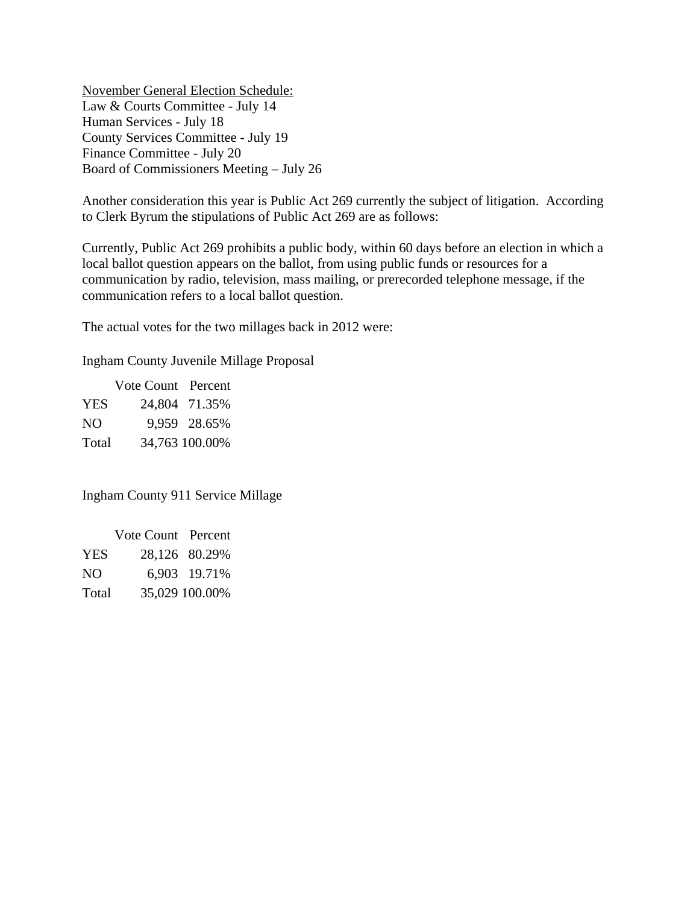<u>November General Election Schedule:</u>
Law & Courts Committee - July 14
Human Services - July 18
County Services Committee - July 19
Finance Committee - July 20
Board of Commissioners Meeting – July 26

Another consideration this year is Public Act 269 currently the subject of litigation. According to Clerk Byrum the stipulations of Public Act 269 are as follows:

Currently, Public Act 269 prohibits a public body, within 60 days before an election in which a local ballot question appears on the ballot, from using public funds or resources for a communication by radio, television, mass mailing, or prerecorded telephone message, if the communication refers to a local ballot question.

The actual votes for the two millages back in 2012 were:

Ingham County Juvenile Millage Proposal

| | Vote Count | Percent |
|---|---|---|
| YES | 24,804 | 71.35% |
| NO | 9,959 | 28.65% |
| Total | 34,763 | 100.00% |

Ingham County 911 Service Millage

| | Vote Count | Percent |
|---|---|---|
| YES | 28,126 | 80.29% |
| NO | 6,903 | 19.71% |
| Total | 35,029 | 100.00% |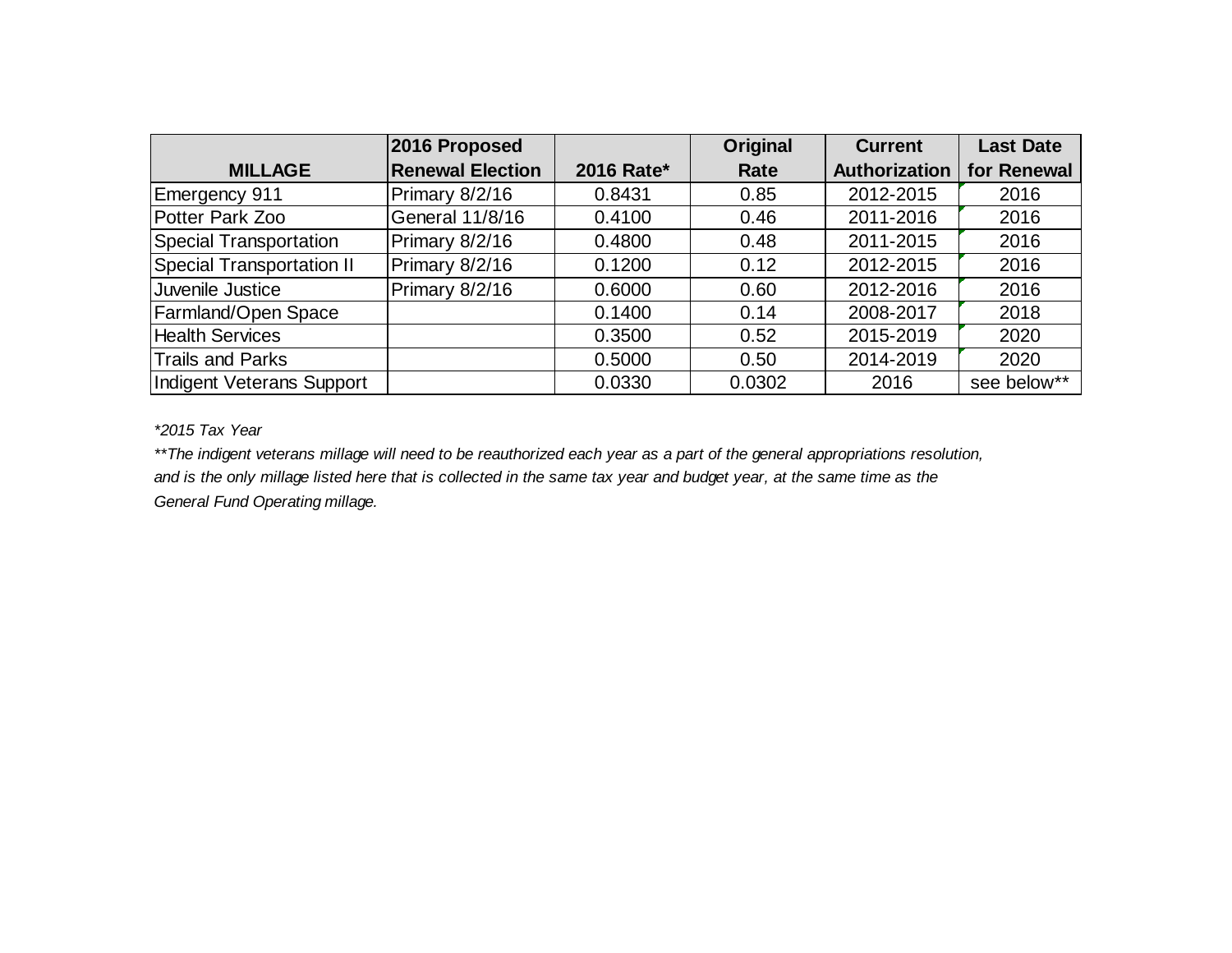| MILLAGE | 2016 Proposed Renewal Election | 2016 Rate* | Original Rate | Current Authorization | Last Date for Renewal |
|---|---|---|---|---|---|
| Emergency 911 | Primary 8/2/16 | 0.8431 | 0.85 | 2012-2015 | 2016 |
| Potter Park Zoo | General 11/8/16 | 0.4100 | 0.46 | 2011-2016 | 2016 |
| Special Transportation | Primary 8/2/16 | 0.4800 | 0.48 | 2011-2015 | 2016 |
| Special Transportation II | Primary 8/2/16 | 0.1200 | 0.12 | 2012-2015 | 2016 |
| Juvenile Justice | Primary 8/2/16 | 0.6000 | 0.60 | 2012-2016 | 2016 |
| Farmland/Open Space | | 0.1400 | 0.14 | 2008-2017 | 2018 |
| Health Services | | 0.3500 | 0.52 | 2015-2019 | 2020 |
| Trails and Parks | | 0.5000 | 0.50 | 2014-2019 | 2020 |
| Indigent Veterans Support | | 0.0330 | 0.0302 | 2016 | see below** |

*\*2015 Tax Year*

*\*\*The indigent veterans millage will need to be reauthorized each year as a part of the general appropriations resolution, and is the only millage listed here that is collected in the same tax year and budget year, at the same time as the General Fund Operating millage.*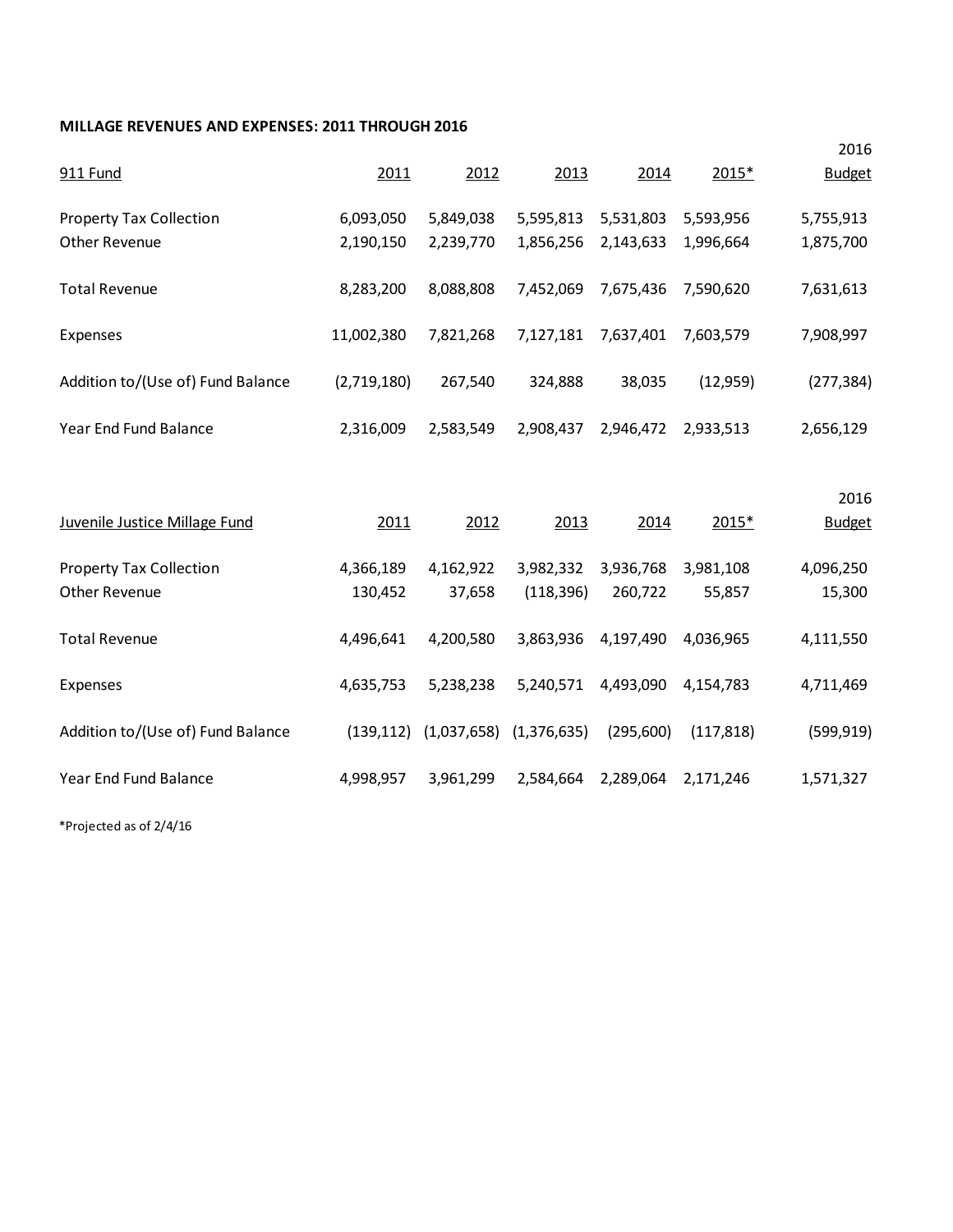**MILLAGE REVENUES AND EXPENSES: 2011 THROUGH 2016**

| 911 Fund | 2011 | 2012 | 2013 | 2014 | 2015* | 2016 Budget |
|---|---|---|---|---|---|---|
| Property Tax Collection | 6,093,050 | 5,849,038 | 5,595,813 | 5,531,803 | 5,593,956 | 5,755,913 |
| Other Revenue | 2,190,150 | 2,239,770 | 1,856,256 | 2,143,633 | 1,996,664 | 1,875,700 |
| Total Revenue | 8,283,200 | 8,088,808 | 7,452,069 | 7,675,436 | 7,590,620 | 7,631,613 |
| Expenses | 11,002,380 | 7,821,268 | 7,127,181 | 7,637,401 | 7,603,579 | 7,908,997 |
| Addition to/(Use of) Fund Balance | (2,719,180) | 267,540 | 324,888 | 38,035 | (12,959) | (277,384) |
| Year End Fund Balance | 2,316,009 | 2,583,549 | 2,908,437 | 2,946,472 | 2,933,513 | 2,656,129 |

| Juvenile Justice Millage Fund | 2011 | 2012 | 2013 | 2014 | 2015* | 2016 Budget |
|---|---|---|---|---|---|---|
| Property Tax Collection | 4,366,189 | 4,162,922 | 3,982,332 | 3,936,768 | 3,981,108 | 4,096,250 |
| Other Revenue | 130,452 | 37,658 | (118,396) | 260,722 | 55,857 | 15,300 |
| Total Revenue | 4,496,641 | 4,200,580 | 3,863,936 | 4,197,490 | 4,036,965 | 4,111,550 |
| Expenses | 4,635,753 | 5,238,238 | 5,240,571 | 4,493,090 | 4,154,783 | 4,711,469 |
| Addition to/(Use of) Fund Balance | (139,112) | (1,037,658) | (1,376,635) | (295,600) | (117,818) | (599,919) |
| Year End Fund Balance | 4,998,957 | 3,961,299 | 2,584,664 | 2,289,064 | 2,171,246 | 1,571,327 |

*Projected as of 2/4/16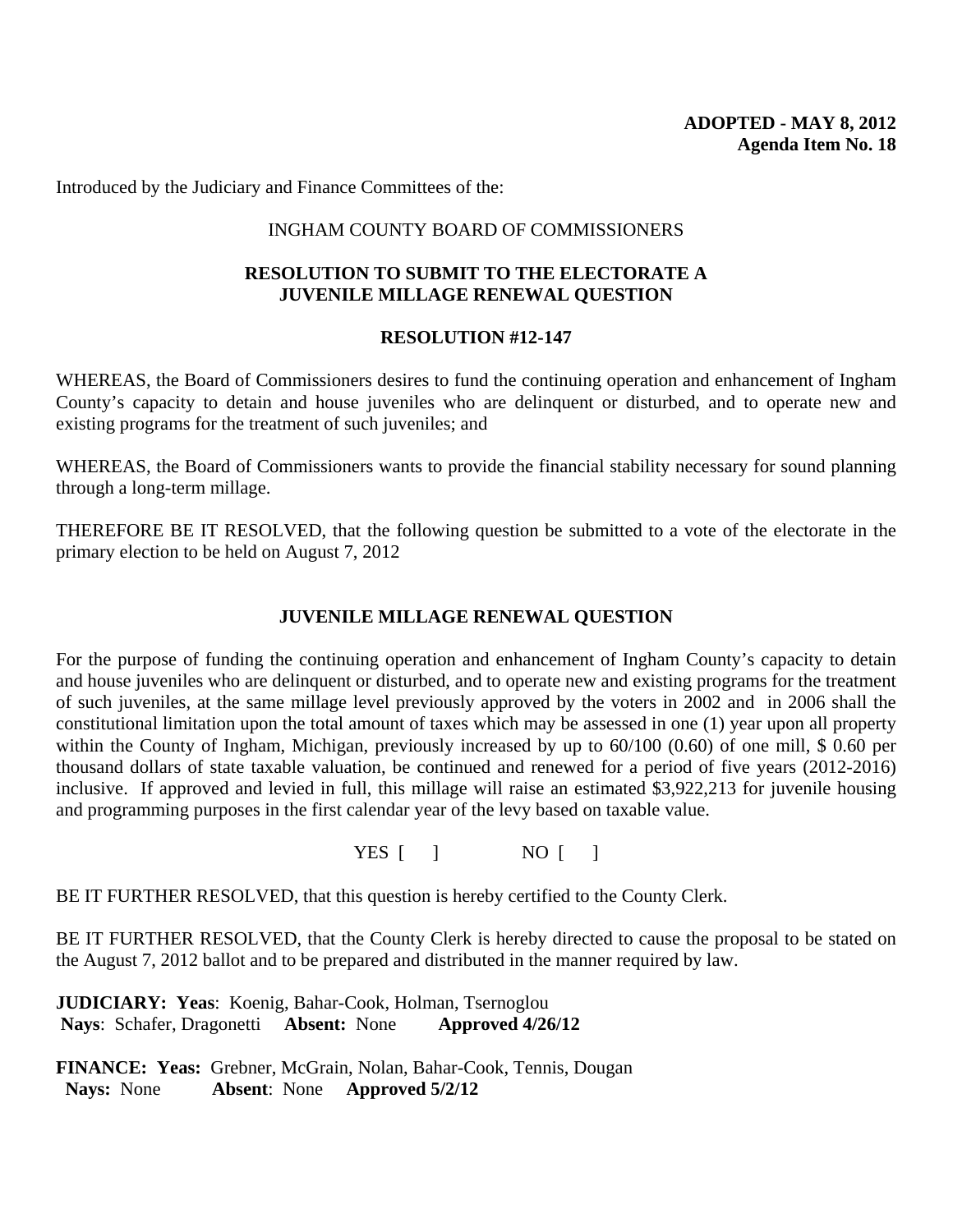**ADOPTED - MAY 8, 2012**
**Agenda Item No. 18**

Introduced by the Judiciary and Finance Committees of the:

INGHAM COUNTY BOARD OF COMMISSIONERS

**RESOLUTION TO SUBMIT TO THE ELECTORATE A JUVENILE MILLAGE RENEWAL QUESTION**

**RESOLUTION #12-147**

WHEREAS, the Board of Commissioners desires to fund the continuing operation and enhancement of Ingham County's capacity to detain and house juveniles who are delinquent or disturbed, and to operate new and existing programs for the treatment of such juveniles; and

WHEREAS, the Board of Commissioners wants to provide the financial stability necessary for sound planning through a long-term millage.

THEREFORE BE IT RESOLVED, that the following question be submitted to a vote of the electorate in the primary election to be held on August 7, 2012

**JUVENILE MILLAGE RENEWAL QUESTION**

For the purpose of funding the continuing operation and enhancement of Ingham County's capacity to detain and house juveniles who are delinquent or disturbed, and to operate new and existing programs for the treatment of such juveniles, at the same millage level previously approved by the voters in 2002 and in 2006 shall the constitutional limitation upon the total amount of taxes which may be assessed in one (1) year upon all property within the County of Ingham, Michigan, previously increased by up to 60/100 (0.60) of one mill, $ 0.60 per thousand dollars of state taxable valuation, be continued and renewed for a period of five years (2012-2016) inclusive. If approved and levied in full, this millage will raise an estimated $3,922,213 for juvenile housing and programming purposes in the first calendar year of the levy based on taxable value.

YES [ ] NO [ ]

BE IT FURTHER RESOLVED, that this question is hereby certified to the County Clerk.

BE IT FURTHER RESOLVED, that the County Clerk is hereby directed to cause the proposal to be stated on the August 7, 2012 ballot and to be prepared and distributed in the manner required by law.

**JUDICIARY: Yeas**: Koenig, Bahar-Cook, Holman, Tsernoglou
**Nays**: Schafer, Dragonetti **Absent:** None **Approved 4/26/12**

**FINANCE: Yeas:** Grebner, McGrain, Nolan, Bahar-Cook, Tennis, Dougan
**Nays:** None **Absent**: None **Approved 5/2/12**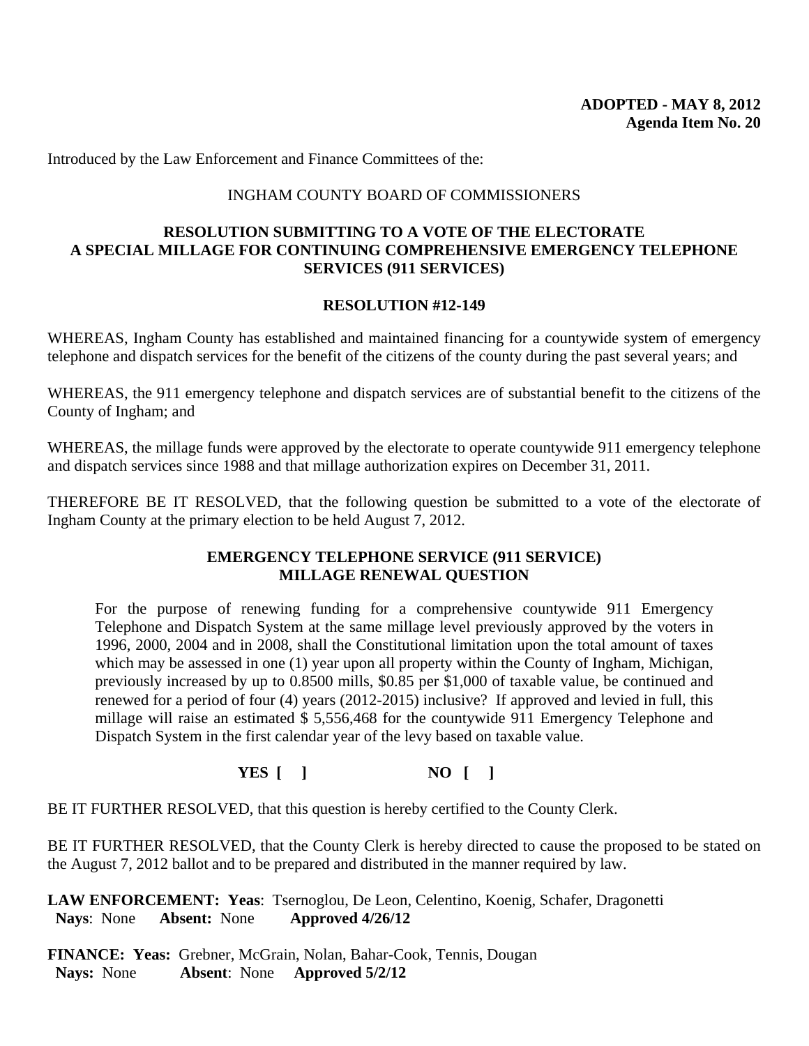**ADOPTED - MAY 8, 2012**
**Agenda Item No. 20**

Introduced by the Law Enforcement and Finance Committees of the:

INGHAM COUNTY BOARD OF COMMISSIONERS

## RESOLUTION SUBMITTING TO A VOTE OF THE ELECTORATE A SPECIAL MILLAGE FOR CONTINUING COMPREHENSIVE EMERGENCY TELEPHONE SERVICES (911 SERVICES)

### RESOLUTION #12-149

WHEREAS, Ingham County has established and maintained financing for a countywide system of emergency telephone and dispatch services for the benefit of the citizens of the county during the past several years; and

WHEREAS, the 911 emergency telephone and dispatch services are of substantial benefit to the citizens of the County of Ingham; and

WHEREAS, the millage funds were approved by the electorate to operate countywide 911 emergency telephone and dispatch services since 1988 and that millage authorization expires on December 31, 2011.

THEREFORE BE IT RESOLVED, that the following question be submitted to a vote of the electorate of Ingham County at the primary election to be held August 7, 2012.

### EMERGENCY TELEPHONE SERVICE (911 SERVICE) MILLAGE RENEWAL QUESTION

> For the purpose of renewing funding for a comprehensive countywide 911 Emergency Telephone and Dispatch System at the same millage level previously approved by the voters in 1996, 2000, 2004 and in 2008, shall the Constitutional limitation upon the total amount of taxes which may be assessed in one (1) year upon all property within the County of Ingham, Michigan, previously increased by up to 0.8500 mills, $0.85 per $1,000 of taxable value, be continued and renewed for a period of four (4) years (2012-2015) inclusive? If approved and levied in full, this millage will raise an estimated $ 5,556,468 for the countywide 911 Emergency Telephone and Dispatch System in the first calendar year of the levy based on taxable value.
>
> **YES [ ]** **NO [ ]**

BE IT FURTHER RESOLVED, that this question is hereby certified to the County Clerk.

BE IT FURTHER RESOLVED, that the County Clerk is hereby directed to cause the proposed to be stated on the August 7, 2012 ballot and to be prepared and distributed in the manner required by law.

**LAW ENFORCEMENT: Yeas**: Tsernoglou, De Leon, Celentino, Koenig, Schafer, Dragonetti
**Nays**: None **Absent:** None **Approved 4/26/12**

**FINANCE: Yeas:** Grebner, McGrain, Nolan, Bahar-Cook, Tennis, Dougan
**Nays:** None **Absent**: None **Approved 5/2/12**